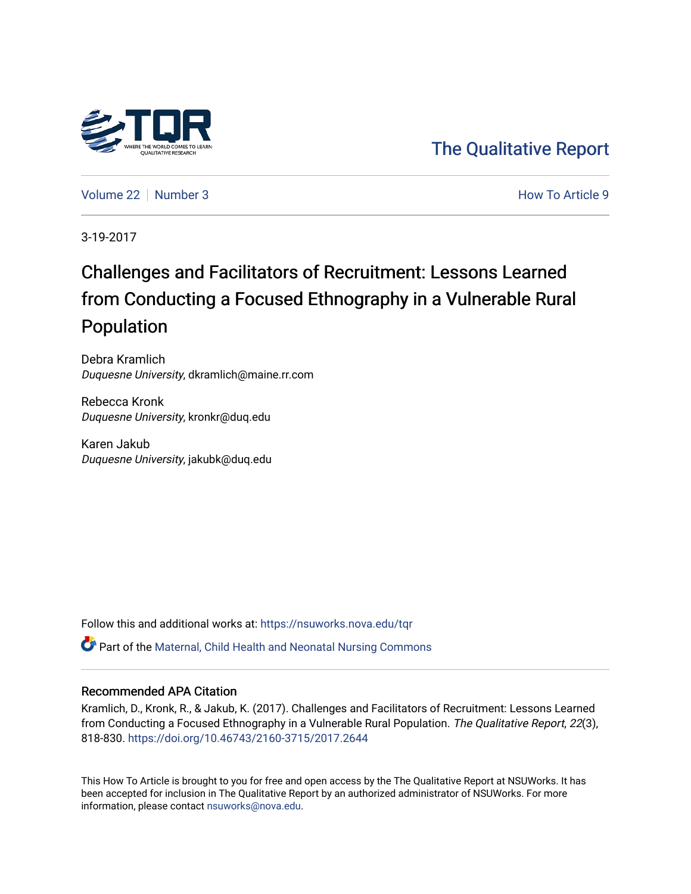The Qualitative Report

Volume 22 | Number 3 How To Article 9

3-19-2017

# Challenges and Facilitators of Recruitment: Lessons Learned from Conducting a Focused Ethnography in a Vulnerable Rural Population

Debra Kramlich
*Duquesne University*, dkramlich@maine.rr.com

Rebecca Kronk
*Duquesne University*, kronkr@duq.edu

Karen Jakub
*Duquesne University*, jakubk@duq.edu

Follow this and additional works at: https://nsuworks.nova.edu/tqr

Part of the Maternal, Child Health and Neonatal Nursing Commons

## Recommended APA Citation

Kramlich, D., Kronk, R., & Jakub, K. (2017). Challenges and Facilitators of Recruitment: Lessons Learned from Conducting a Focused Ethnography in a Vulnerable Rural Population. *The Qualitative Report*, *22*(3), 818-830. https://doi.org/10.46743/2160-3715/2017.2644

This How To Article is brought to you for free and open access by the The Qualitative Report at NSUWorks. It has been accepted for inclusion in The Qualitative Report by an authorized administrator of NSUWorks. For more information, please contact nsuworks@nova.edu.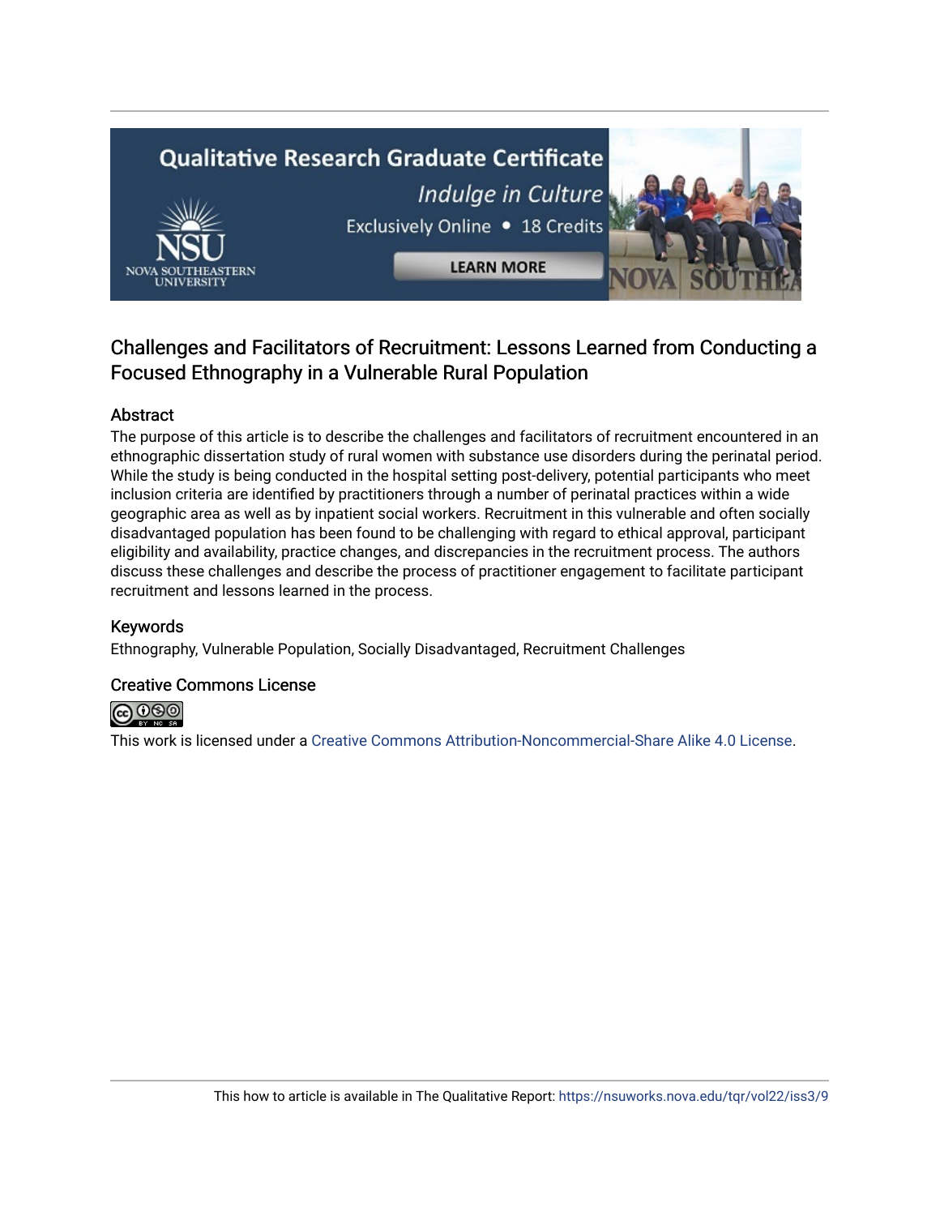## Challenges and Facilitators of Recruitment: Lessons Learned from Conducting a Focused Ethnography in a Vulnerable Rural Population

### Abstract

The purpose of this article is to describe the challenges and facilitators of recruitment encountered in an ethnographic dissertation study of rural women with substance use disorders during the perinatal period. While the study is being conducted in the hospital setting post-delivery, potential participants who meet inclusion criteria are identified by practitioners through a number of perinatal practices within a wide geographic area as well as by inpatient social workers. Recruitment in this vulnerable and often socially disadvantaged population has been found to be challenging with regard to ethical approval, participant eligibility and availability, practice changes, and discrepancies in the recruitment process. The authors discuss these challenges and describe the process of practitioner engagement to facilitate participant recruitment and lessons learned in the process.

### Keywords

Ethnography, Vulnerable Population, Socially Disadvantaged, Recruitment Challenges

### Creative Commons License

This work is licensed under a Creative Commons Attribution-Noncommercial-Share Alike 4.0 License.

This how to article is available in The Qualitative Report: https://nsuworks.nova.edu/tqr/vol22/iss3/9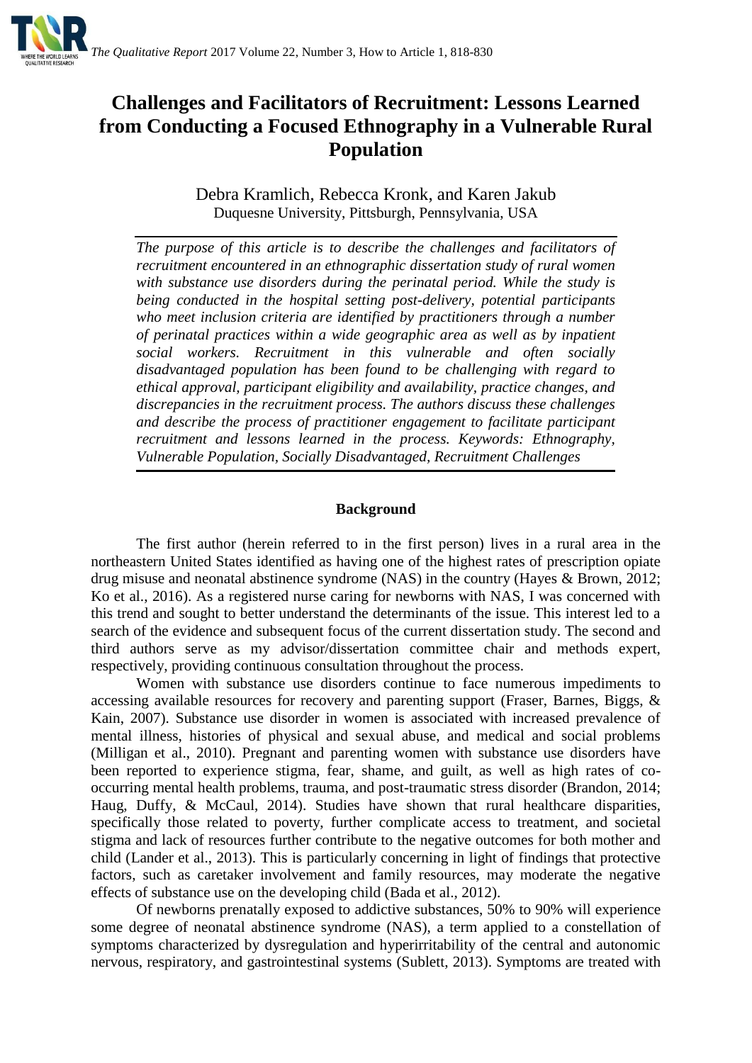# Challenges and Facilitators of Recruitment: Lessons Learned from Conducting a Focused Ethnography in a Vulnerable Rural Population

Debra Kramlich, Rebecca Kronk, and Karen Jakub
Duquesne University, Pittsburgh, Pennsylvania, USA

*The purpose of this article is to describe the challenges and facilitators of recruitment encountered in an ethnographic dissertation study of rural women with substance use disorders during the perinatal period. While the study is being conducted in the hospital setting post-delivery, potential participants who meet inclusion criteria are identified by practitioners through a number of perinatal practices within a wide geographic area as well as by inpatient social workers. Recruitment in this vulnerable and often socially disadvantaged population has been found to be challenging with regard to ethical approval, participant eligibility and availability, practice changes, and discrepancies in the recruitment process. The authors discuss these challenges and describe the process of practitioner engagement to facilitate participant recruitment and lessons learned in the process. Keywords: Ethnography, Vulnerable Population, Socially Disadvantaged, Recruitment Challenges*

## Background

The first author (herein referred to in the first person) lives in a rural area in the northeastern United States identified as having one of the highest rates of prescription opiate drug misuse and neonatal abstinence syndrome (NAS) in the country (Hayes & Brown, 2012; Ko et al., 2016). As a registered nurse caring for newborns with NAS, I was concerned with this trend and sought to better understand the determinants of the issue. This interest led to a search of the evidence and subsequent focus of the current dissertation study. The second and third authors serve as my advisor/dissertation committee chair and methods expert, respectively, providing continuous consultation throughout the process.

Women with substance use disorders continue to face numerous impediments to accessing available resources for recovery and parenting support (Fraser, Barnes, Biggs, & Kain, 2007). Substance use disorder in women is associated with increased prevalence of mental illness, histories of physical and sexual abuse, and medical and social problems (Milligan et al., 2010). Pregnant and parenting women with substance use disorders have been reported to experience stigma, fear, shame, and guilt, as well as high rates of co-occurring mental health problems, trauma, and post-traumatic stress disorder (Brandon, 2014; Haug, Duffy, & McCaul, 2014). Studies have shown that rural healthcare disparities, specifically those related to poverty, further complicate access to treatment, and societal stigma and lack of resources further contribute to the negative outcomes for both mother and child (Lander et al., 2013). This is particularly concerning in light of findings that protective factors, such as caretaker involvement and family resources, may moderate the negative effects of substance use on the developing child (Bada et al., 2012).

Of newborns prenatally exposed to addictive substances, 50% to 90% will experience some degree of neonatal abstinence syndrome (NAS), a term applied to a constellation of symptoms characterized by dysregulation and hyperirritability of the central and autonomic nervous, respiratory, and gastrointestinal systems (Sublett, 2013). Symptoms are treated with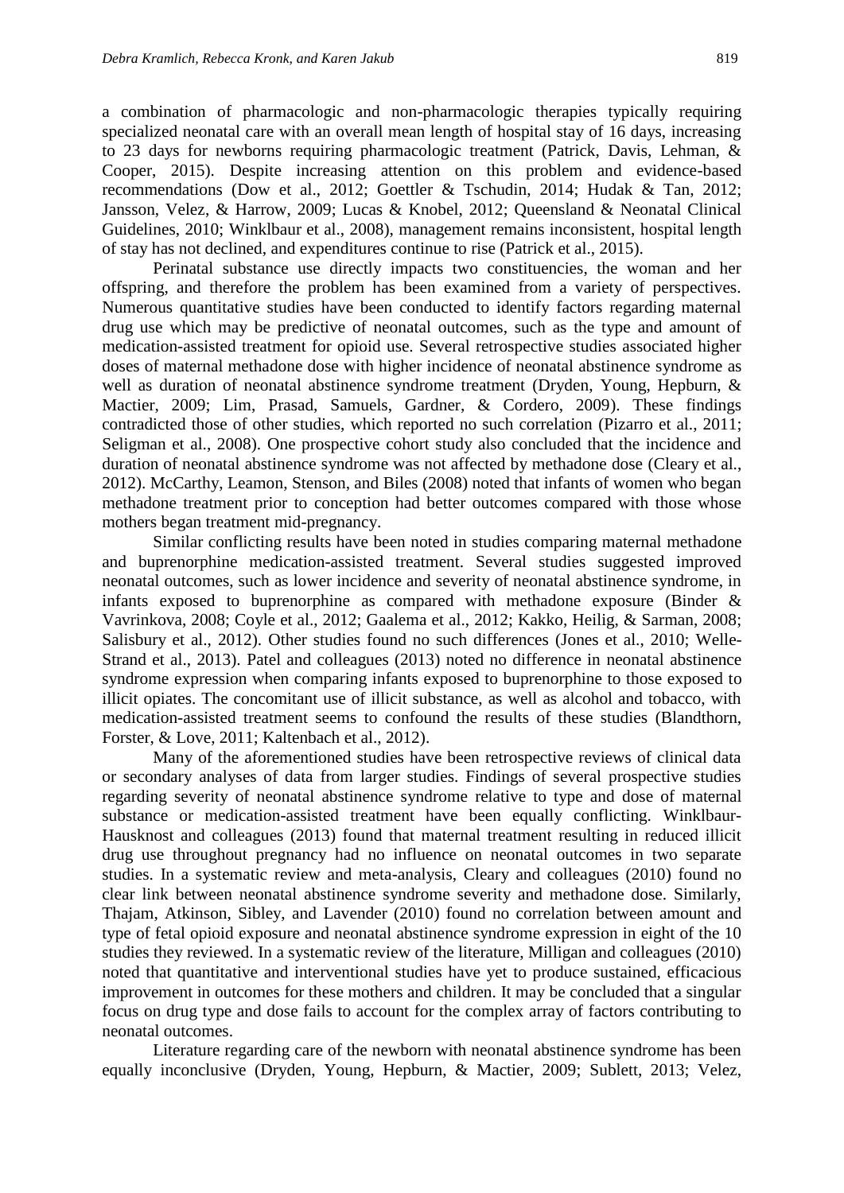a combination of pharmacologic and non-pharmacologic therapies typically requiring specialized neonatal care with an overall mean length of hospital stay of 16 days, increasing to 23 days for newborns requiring pharmacologic treatment (Patrick, Davis, Lehman, & Cooper, 2015). Despite increasing attention on this problem and evidence-based recommendations (Dow et al., 2012; Goettler & Tschudin, 2014; Hudak & Tan, 2012; Jansson, Velez, & Harrow, 2009; Lucas & Knobel, 2012; Queensland & Neonatal Clinical Guidelines, 2010; Winklbaur et al., 2008), management remains inconsistent, hospital length of stay has not declined, and expenditures continue to rise (Patrick et al., 2015).

Perinatal substance use directly impacts two constituencies, the woman and her offspring, and therefore the problem has been examined from a variety of perspectives. Numerous quantitative studies have been conducted to identify factors regarding maternal drug use which may be predictive of neonatal outcomes, such as the type and amount of medication-assisted treatment for opioid use. Several retrospective studies associated higher doses of maternal methadone dose with higher incidence of neonatal abstinence syndrome as well as duration of neonatal abstinence syndrome treatment (Dryden, Young, Hepburn, & Mactier, 2009; Lim, Prasad, Samuels, Gardner, & Cordero, 2009). These findings contradicted those of other studies, which reported no such correlation (Pizarro et al., 2011; Seligman et al., 2008). One prospective cohort study also concluded that the incidence and duration of neonatal abstinence syndrome was not affected by methadone dose (Cleary et al., 2012). McCarthy, Leamon, Stenson, and Biles (2008) noted that infants of women who began methadone treatment prior to conception had better outcomes compared with those whose mothers began treatment mid-pregnancy.

Similar conflicting results have been noted in studies comparing maternal methadone and buprenorphine medication-assisted treatment. Several studies suggested improved neonatal outcomes, such as lower incidence and severity of neonatal abstinence syndrome, in infants exposed to buprenorphine as compared with methadone exposure (Binder & Vavrinkova, 2008; Coyle et al., 2012; Gaalema et al., 2012; Kakko, Heilig, & Sarman, 2008; Salisbury et al., 2012). Other studies found no such differences (Jones et al., 2010; Welle-Strand et al., 2013). Patel and colleagues (2013) noted no difference in neonatal abstinence syndrome expression when comparing infants exposed to buprenorphine to those exposed to illicit opiates. The concomitant use of illicit substance, as well as alcohol and tobacco, with medication-assisted treatment seems to confound the results of these studies (Blandthorn, Forster, & Love, 2011; Kaltenbach et al., 2012).

Many of the aforementioned studies have been retrospective reviews of clinical data or secondary analyses of data from larger studies. Findings of several prospective studies regarding severity of neonatal abstinence syndrome relative to type and dose of maternal substance or medication-assisted treatment have been equally conflicting. Winklbaur-Hausknost and colleagues (2013) found that maternal treatment resulting in reduced illicit drug use throughout pregnancy had no influence on neonatal outcomes in two separate studies. In a systematic review and meta-analysis, Cleary and colleagues (2010) found no clear link between neonatal abstinence syndrome severity and methadone dose. Similarly, Thajam, Atkinson, Sibley, and Lavender (2010) found no correlation between amount and type of fetal opioid exposure and neonatal abstinence syndrome expression in eight of the 10 studies they reviewed. In a systematic review of the literature, Milligan and colleagues (2010) noted that quantitative and interventional studies have yet to produce sustained, efficacious improvement in outcomes for these mothers and children. It may be concluded that a singular focus on drug type and dose fails to account for the complex array of factors contributing to neonatal outcomes.

Literature regarding care of the newborn with neonatal abstinence syndrome has been equally inconclusive (Dryden, Young, Hepburn, & Mactier, 2009; Sublett, 2013; Velez,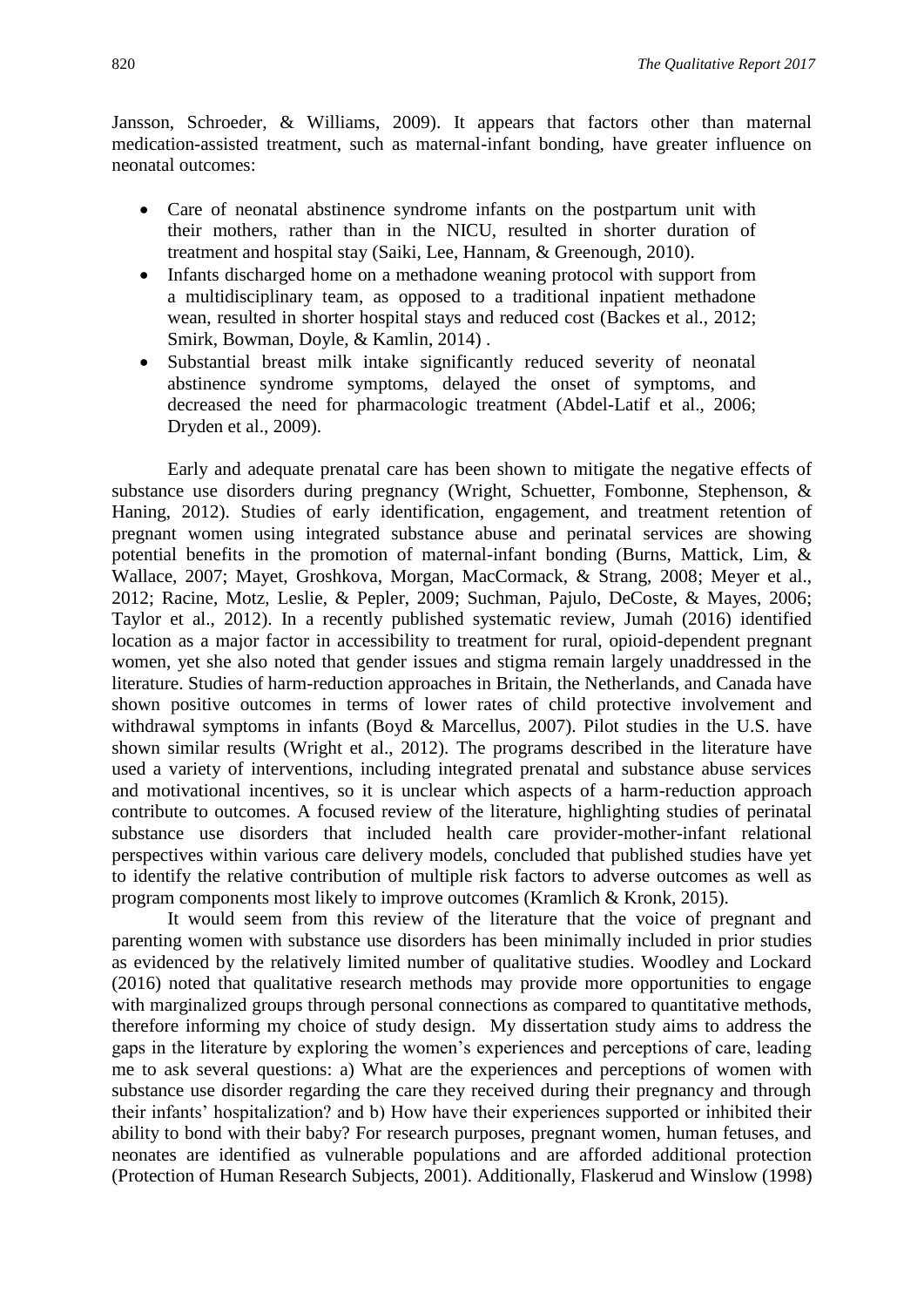Jansson, Schroeder, & Williams, 2009). It appears that factors other than maternal medication-assisted treatment, such as maternal-infant bonding, have greater influence on neonatal outcomes:

- Care of neonatal abstinence syndrome infants on the postpartum unit with their mothers, rather than in the NICU, resulted in shorter duration of treatment and hospital stay (Saiki, Lee, Hannam, & Greenough, 2010).
- Infants discharged home on a methadone weaning protocol with support from a multidisciplinary team, as opposed to a traditional inpatient methadone wean, resulted in shorter hospital stays and reduced cost (Backes et al., 2012; Smirk, Bowman, Doyle, & Kamlin, 2014) .
- Substantial breast milk intake significantly reduced severity of neonatal abstinence syndrome symptoms, delayed the onset of symptoms, and decreased the need for pharmacologic treatment (Abdel-Latif et al., 2006; Dryden et al., 2009).

Early and adequate prenatal care has been shown to mitigate the negative effects of substance use disorders during pregnancy (Wright, Schuetter, Fombonne, Stephenson, & Haning, 2012). Studies of early identification, engagement, and treatment retention of pregnant women using integrated substance abuse and perinatal services are showing potential benefits in the promotion of maternal-infant bonding (Burns, Mattick, Lim, & Wallace, 2007; Mayet, Groshkova, Morgan, MacCormack, & Strang, 2008; Meyer et al., 2012; Racine, Motz, Leslie, & Pepler, 2009; Suchman, Pajulo, DeCoste, & Mayes, 2006; Taylor et al., 2012). In a recently published systematic review, Jumah (2016) identified location as a major factor in accessibility to treatment for rural, opioid-dependent pregnant women, yet she also noted that gender issues and stigma remain largely unaddressed in the literature. Studies of harm-reduction approaches in Britain, the Netherlands, and Canada have shown positive outcomes in terms of lower rates of child protective involvement and withdrawal symptoms in infants (Boyd & Marcellus, 2007). Pilot studies in the U.S. have shown similar results (Wright et al., 2012). The programs described in the literature have used a variety of interventions, including integrated prenatal and substance abuse services and motivational incentives, so it is unclear which aspects of a harm-reduction approach contribute to outcomes. A focused review of the literature, highlighting studies of perinatal substance use disorders that included health care provider-mother-infant relational perspectives within various care delivery models, concluded that published studies have yet to identify the relative contribution of multiple risk factors to adverse outcomes as well as program components most likely to improve outcomes (Kramlich & Kronk, 2015).

It would seem from this review of the literature that the voice of pregnant and parenting women with substance use disorders has been minimally included in prior studies as evidenced by the relatively limited number of qualitative studies. Woodley and Lockard (2016) noted that qualitative research methods may provide more opportunities to engage with marginalized groups through personal connections as compared to quantitative methods, therefore informing my choice of study design. My dissertation study aims to address the gaps in the literature by exploring the women's experiences and perceptions of care, leading me to ask several questions: a) What are the experiences and perceptions of women with substance use disorder regarding the care they received during their pregnancy and through their infants' hospitalization? and b) How have their experiences supported or inhibited their ability to bond with their baby? For research purposes, pregnant women, human fetuses, and neonates are identified as vulnerable populations and are afforded additional protection (Protection of Human Research Subjects, 2001). Additionally, Flaskerud and Winslow (1998)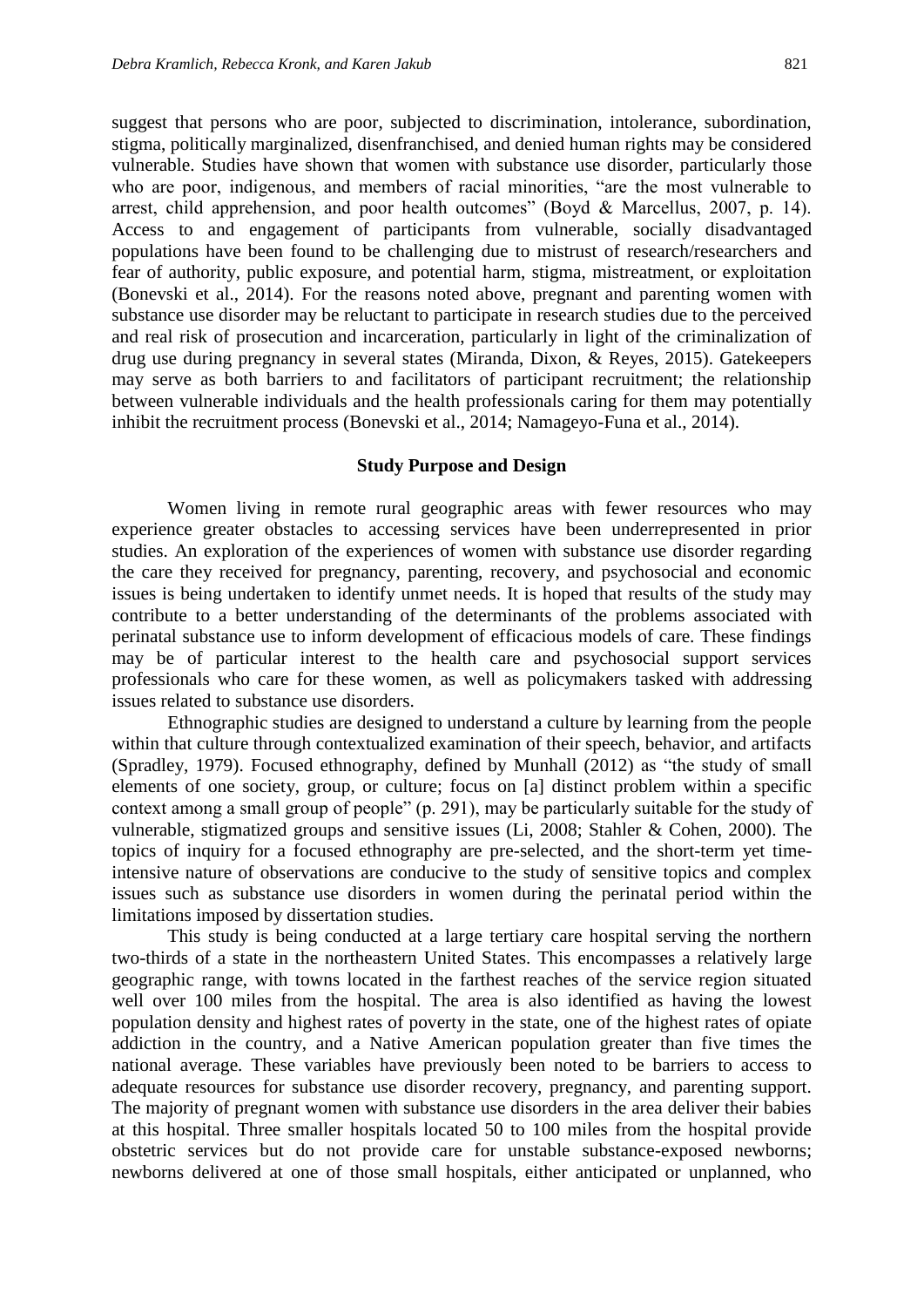suggest that persons who are poor, subjected to discrimination, intolerance, subordination, stigma, politically marginalized, disenfranchised, and denied human rights may be considered vulnerable. Studies have shown that women with substance use disorder, particularly those who are poor, indigenous, and members of racial minorities, "are the most vulnerable to arrest, child apprehension, and poor health outcomes" (Boyd & Marcellus, 2007, p. 14). Access to and engagement of participants from vulnerable, socially disadvantaged populations have been found to be challenging due to mistrust of research/researchers and fear of authority, public exposure, and potential harm, stigma, mistreatment, or exploitation (Bonevski et al., 2014). For the reasons noted above, pregnant and parenting women with substance use disorder may be reluctant to participate in research studies due to the perceived and real risk of prosecution and incarceration, particularly in light of the criminalization of drug use during pregnancy in several states (Miranda, Dixon, & Reyes, 2015). Gatekeepers may serve as both barriers to and facilitators of participant recruitment; the relationship between vulnerable individuals and the health professionals caring for them may potentially inhibit the recruitment process (Bonevski et al., 2014; Namageyo-Funa et al., 2014).

## Study Purpose and Design

Women living in remote rural geographic areas with fewer resources who may experience greater obstacles to accessing services have been underrepresented in prior studies. An exploration of the experiences of women with substance use disorder regarding the care they received for pregnancy, parenting, recovery, and psychosocial and economic issues is being undertaken to identify unmet needs. It is hoped that results of the study may contribute to a better understanding of the determinants of the problems associated with perinatal substance use to inform development of efficacious models of care. These findings may be of particular interest to the health care and psychosocial support services professionals who care for these women, as well as policymakers tasked with addressing issues related to substance use disorders.

Ethnographic studies are designed to understand a culture by learning from the people within that culture through contextualized examination of their speech, behavior, and artifacts (Spradley, 1979). Focused ethnography, defined by Munhall (2012) as "the study of small elements of one society, group, or culture; focus on [a] distinct problem within a specific context among a small group of people" (p. 291), may be particularly suitable for the study of vulnerable, stigmatized groups and sensitive issues (Li, 2008; Stahler & Cohen, 2000). The topics of inquiry for a focused ethnography are pre-selected, and the short-term yet time-intensive nature of observations are conducive to the study of sensitive topics and complex issues such as substance use disorders in women during the perinatal period within the limitations imposed by dissertation studies.

This study is being conducted at a large tertiary care hospital serving the northern two-thirds of a state in the northeastern United States. This encompasses a relatively large geographic range, with towns located in the farthest reaches of the service region situated well over 100 miles from the hospital. The area is also identified as having the lowest population density and highest rates of poverty in the state, one of the highest rates of opiate addiction in the country, and a Native American population greater than five times the national average. These variables have previously been noted to be barriers to access to adequate resources for substance use disorder recovery, pregnancy, and parenting support. The majority of pregnant women with substance use disorders in the area deliver their babies at this hospital. Three smaller hospitals located 50 to 100 miles from the hospital provide obstetric services but do not provide care for unstable substance-exposed newborns; newborns delivered at one of those small hospitals, either anticipated or unplanned, who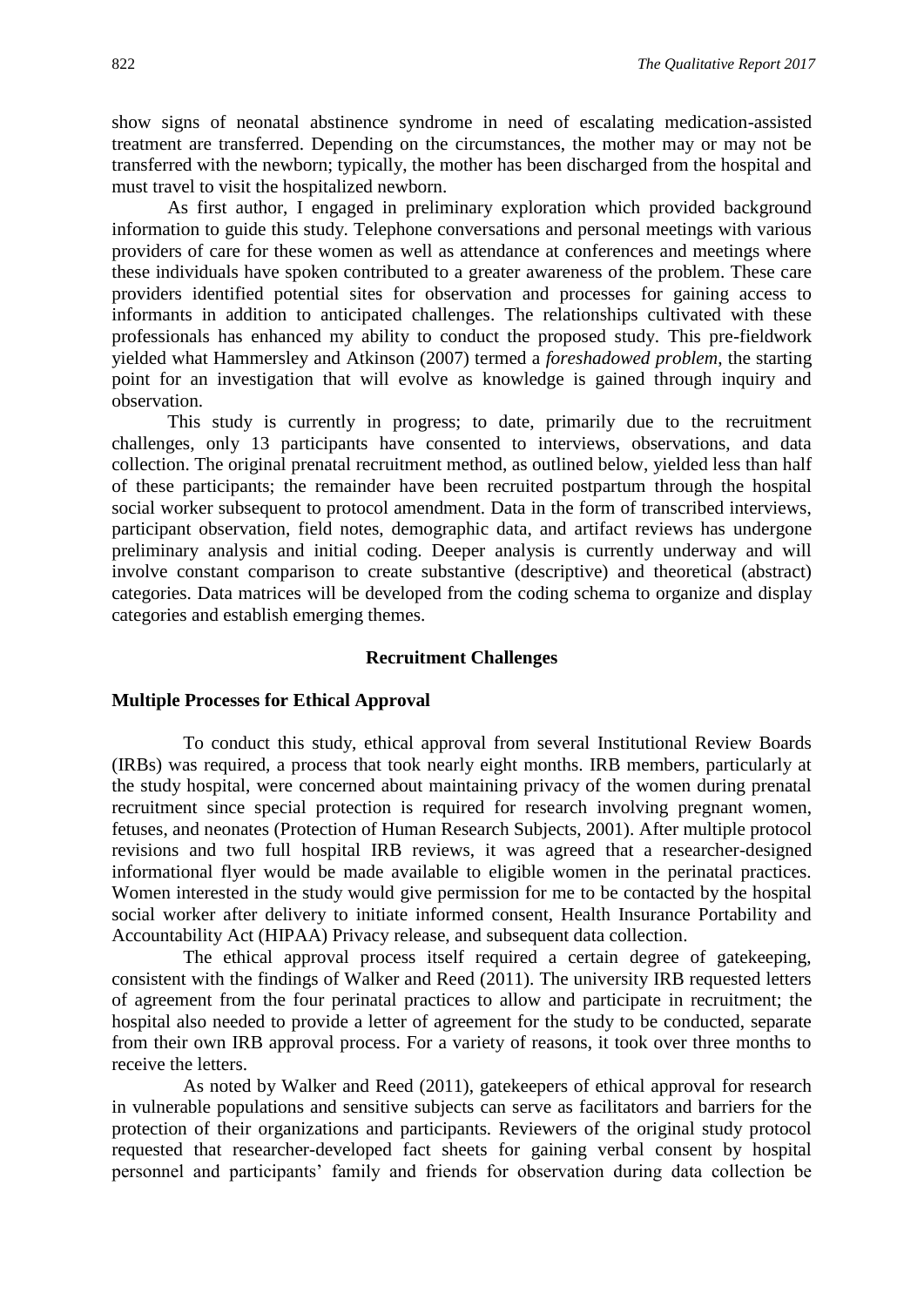show signs of neonatal abstinence syndrome in need of escalating medication-assisted treatment are transferred. Depending on the circumstances, the mother may or may not be transferred with the newborn; typically, the mother has been discharged from the hospital and must travel to visit the hospitalized newborn.

As first author, I engaged in preliminary exploration which provided background information to guide this study. Telephone conversations and personal meetings with various providers of care for these women as well as attendance at conferences and meetings where these individuals have spoken contributed to a greater awareness of the problem. These care providers identified potential sites for observation and processes for gaining access to informants in addition to anticipated challenges. The relationships cultivated with these professionals has enhanced my ability to conduct the proposed study. This pre-fieldwork yielded what Hammersley and Atkinson (2007) termed a *foreshadowed problem*, the starting point for an investigation that will evolve as knowledge is gained through inquiry and observation.

This study is currently in progress; to date, primarily due to the recruitment challenges, only 13 participants have consented to interviews, observations, and data collection. The original prenatal recruitment method, as outlined below, yielded less than half of these participants; the remainder have been recruited postpartum through the hospital social worker subsequent to protocol amendment. Data in the form of transcribed interviews, participant observation, field notes, demographic data, and artifact reviews has undergone preliminary analysis and initial coding. Deeper analysis is currently underway and will involve constant comparison to create substantive (descriptive) and theoretical (abstract) categories. Data matrices will be developed from the coding schema to organize and display categories and establish emerging themes.

## Recruitment Challenges

### Multiple Processes for Ethical Approval

To conduct this study, ethical approval from several Institutional Review Boards (IRBs) was required, a process that took nearly eight months. IRB members, particularly at the study hospital, were concerned about maintaining privacy of the women during prenatal recruitment since special protection is required for research involving pregnant women, fetuses, and neonates (Protection of Human Research Subjects, 2001). After multiple protocol revisions and two full hospital IRB reviews, it was agreed that a researcher-designed informational flyer would be made available to eligible women in the perinatal practices. Women interested in the study would give permission for me to be contacted by the hospital social worker after delivery to initiate informed consent, Health Insurance Portability and Accountability Act (HIPAA) Privacy release, and subsequent data collection.

The ethical approval process itself required a certain degree of gatekeeping, consistent with the findings of Walker and Reed (2011). The university IRB requested letters of agreement from the four perinatal practices to allow and participate in recruitment; the hospital also needed to provide a letter of agreement for the study to be conducted, separate from their own IRB approval process. For a variety of reasons, it took over three months to receive the letters.

As noted by Walker and Reed (2011), gatekeepers of ethical approval for research in vulnerable populations and sensitive subjects can serve as facilitators and barriers for the protection of their organizations and participants. Reviewers of the original study protocol requested that researcher-developed fact sheets for gaining verbal consent by hospital personnel and participants' family and friends for observation during data collection be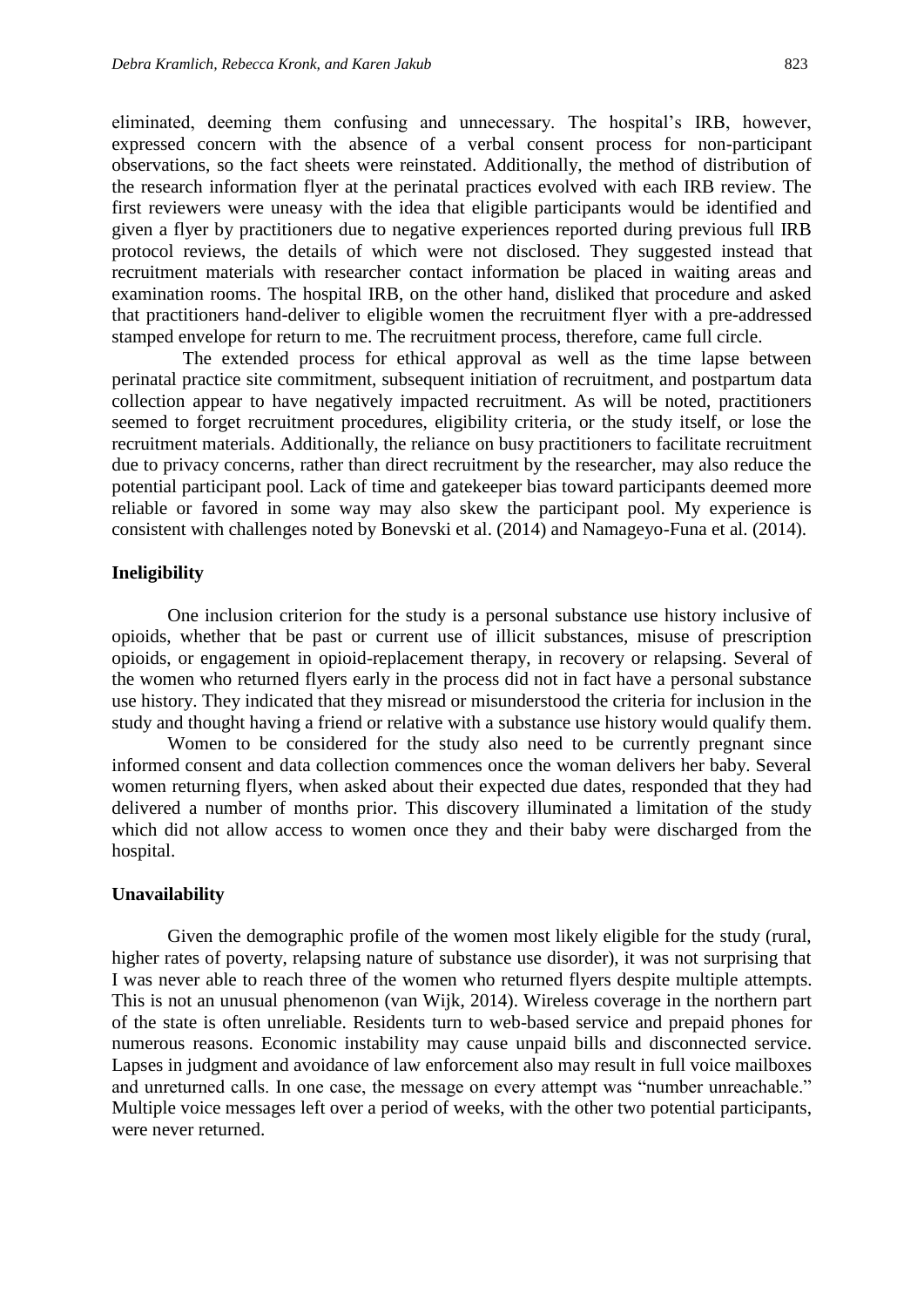eliminated, deeming them confusing and unnecessary. The hospital's IRB, however, expressed concern with the absence of a verbal consent process for non-participant observations, so the fact sheets were reinstated. Additionally, the method of distribution of the research information flyer at the perinatal practices evolved with each IRB review. The first reviewers were uneasy with the idea that eligible participants would be identified and given a flyer by practitioners due to negative experiences reported during previous full IRB protocol reviews, the details of which were not disclosed. They suggested instead that recruitment materials with researcher contact information be placed in waiting areas and examination rooms. The hospital IRB, on the other hand, disliked that procedure and asked that practitioners hand-deliver to eligible women the recruitment flyer with a pre-addressed stamped envelope for return to me. The recruitment process, therefore, came full circle.

The extended process for ethical approval as well as the time lapse between perinatal practice site commitment, subsequent initiation of recruitment, and postpartum data collection appear to have negatively impacted recruitment. As will be noted, practitioners seemed to forget recruitment procedures, eligibility criteria, or the study itself, or lose the recruitment materials. Additionally, the reliance on busy practitioners to facilitate recruitment due to privacy concerns, rather than direct recruitment by the researcher, may also reduce the potential participant pool. Lack of time and gatekeeper bias toward participants deemed more reliable or favored in some way may also skew the participant pool. My experience is consistent with challenges noted by Bonevski et al. (2014) and Namageyo-Funa et al. (2014).

### Ineligibility

One inclusion criterion for the study is a personal substance use history inclusive of opioids, whether that be past or current use of illicit substances, misuse of prescription opioids, or engagement in opioid-replacement therapy, in recovery or relapsing. Several of the women who returned flyers early in the process did not in fact have a personal substance use history. They indicated that they misread or misunderstood the criteria for inclusion in the study and thought having a friend or relative with a substance use history would qualify them.

Women to be considered for the study also need to be currently pregnant since informed consent and data collection commences once the woman delivers her baby. Several women returning flyers, when asked about their expected due dates, responded that they had delivered a number of months prior. This discovery illuminated a limitation of the study which did not allow access to women once they and their baby were discharged from the hospital.

### Unavailability

Given the demographic profile of the women most likely eligible for the study (rural, higher rates of poverty, relapsing nature of substance use disorder), it was not surprising that I was never able to reach three of the women who returned flyers despite multiple attempts. This is not an unusual phenomenon (van Wijk, 2014). Wireless coverage in the northern part of the state is often unreliable. Residents turn to web-based service and prepaid phones for numerous reasons. Economic instability may cause unpaid bills and disconnected service. Lapses in judgment and avoidance of law enforcement also may result in full voice mailboxes and unreturned calls. In one case, the message on every attempt was "number unreachable." Multiple voice messages left over a period of weeks, with the other two potential participants, were never returned.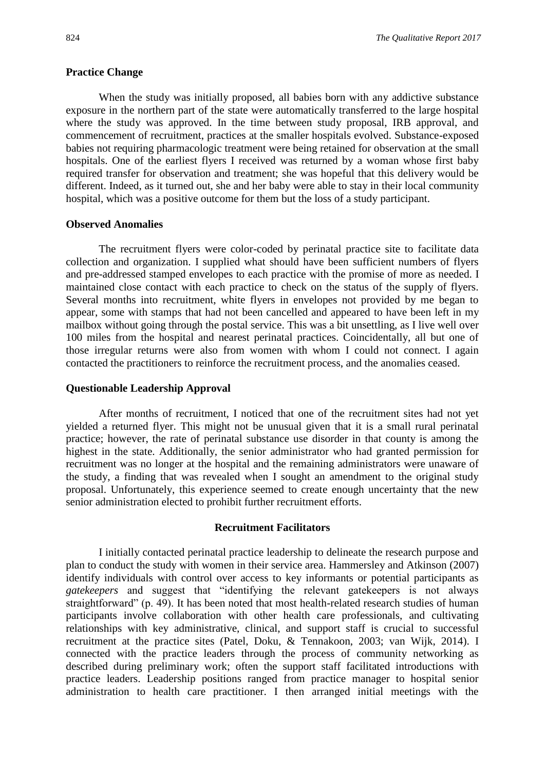### Practice Change

When the study was initially proposed, all babies born with any addictive substance exposure in the northern part of the state were automatically transferred to the large hospital where the study was approved. In the time between study proposal, IRB approval, and commencement of recruitment, practices at the smaller hospitals evolved. Substance-exposed babies not requiring pharmacologic treatment were being retained for observation at the small hospitals. One of the earliest flyers I received was returned by a woman whose first baby required transfer for observation and treatment; she was hopeful that this delivery would be different. Indeed, as it turned out, she and her baby were able to stay in their local community hospital, which was a positive outcome for them but the loss of a study participant.

### Observed Anomalies

The recruitment flyers were color-coded by perinatal practice site to facilitate data collection and organization. I supplied what should have been sufficient numbers of flyers and pre-addressed stamped envelopes to each practice with the promise of more as needed. I maintained close contact with each practice to check on the status of the supply of flyers. Several months into recruitment, white flyers in envelopes not provided by me began to appear, some with stamps that had not been cancelled and appeared to have been left in my mailbox without going through the postal service. This was a bit unsettling, as I live well over 100 miles from the hospital and nearest perinatal practices. Coincidentally, all but one of those irregular returns were also from women with whom I could not connect. I again contacted the practitioners to reinforce the recruitment process, and the anomalies ceased.

### Questionable Leadership Approval

After months of recruitment, I noticed that one of the recruitment sites had not yet yielded a returned flyer. This might not be unusual given that it is a small rural perinatal practice; however, the rate of perinatal substance use disorder in that county is among the highest in the state. Additionally, the senior administrator who had granted permission for recruitment was no longer at the hospital and the remaining administrators were unaware of the study, a finding that was revealed when I sought an amendment to the original study proposal. Unfortunately, this experience seemed to create enough uncertainty that the new senior administration elected to prohibit further recruitment efforts.

## Recruitment Facilitators

I initially contacted perinatal practice leadership to delineate the research purpose and plan to conduct the study with women in their service area. Hammersley and Atkinson (2007) identify individuals with control over access to key informants or potential participants as *gatekeepers* and suggest that "identifying the relevant gatekeepers is not always straightforward" (p. 49). It has been noted that most health-related research studies of human participants involve collaboration with other health care professionals, and cultivating relationships with key administrative, clinical, and support staff is crucial to successful recruitment at the practice sites (Patel, Doku, & Tennakoon, 2003; van Wijk, 2014). I connected with the practice leaders through the process of community networking as described during preliminary work; often the support staff facilitated introductions with practice leaders. Leadership positions ranged from practice manager to hospital senior administration to health care practitioner. I then arranged initial meetings with the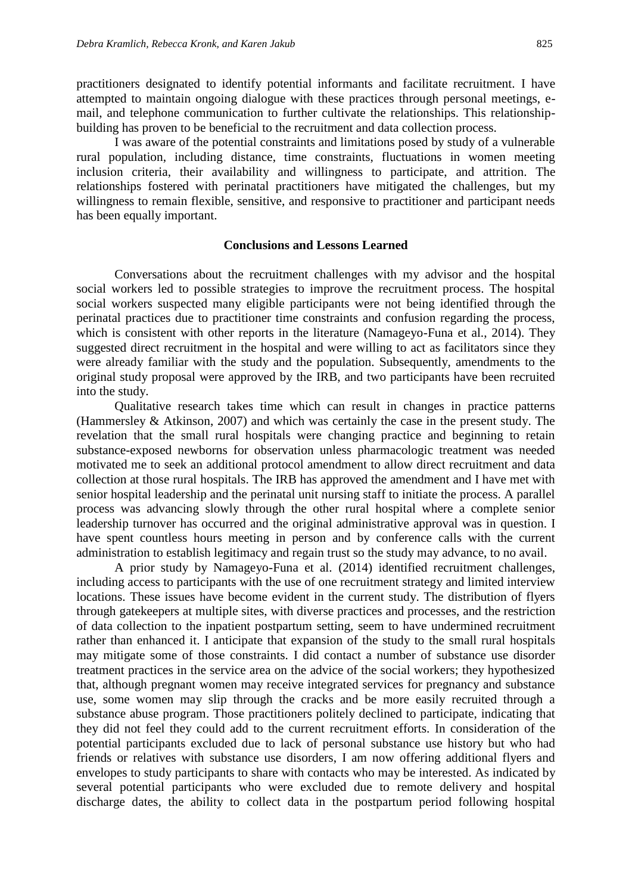practitioners designated to identify potential informants and facilitate recruitment. I have attempted to maintain ongoing dialogue with these practices through personal meetings, e-mail, and telephone communication to further cultivate the relationships. This relationship-building has proven to be beneficial to the recruitment and data collection process.

I was aware of the potential constraints and limitations posed by study of a vulnerable rural population, including distance, time constraints, fluctuations in women meeting inclusion criteria, their availability and willingness to participate, and attrition. The relationships fostered with perinatal practitioners have mitigated the challenges, but my willingness to remain flexible, sensitive, and responsive to practitioner and participant needs has been equally important.

## Conclusions and Lessons Learned

Conversations about the recruitment challenges with my advisor and the hospital social workers led to possible strategies to improve the recruitment process. The hospital social workers suspected many eligible participants were not being identified through the perinatal practices due to practitioner time constraints and confusion regarding the process, which is consistent with other reports in the literature (Namageyo-Funa et al., 2014). They suggested direct recruitment in the hospital and were willing to act as facilitators since they were already familiar with the study and the population. Subsequently, amendments to the original study proposal were approved by the IRB, and two participants have been recruited into the study.

Qualitative research takes time which can result in changes in practice patterns (Hammersley & Atkinson, 2007) and which was certainly the case in the present study. The revelation that the small rural hospitals were changing practice and beginning to retain substance-exposed newborns for observation unless pharmacologic treatment was needed motivated me to seek an additional protocol amendment to allow direct recruitment and data collection at those rural hospitals. The IRB has approved the amendment and I have met with senior hospital leadership and the perinatal unit nursing staff to initiate the process. A parallel process was advancing slowly through the other rural hospital where a complete senior leadership turnover has occurred and the original administrative approval was in question. I have spent countless hours meeting in person and by conference calls with the current administration to establish legitimacy and regain trust so the study may advance, to no avail.

A prior study by Namageyo-Funa et al. (2014) identified recruitment challenges, including access to participants with the use of one recruitment strategy and limited interview locations. These issues have become evident in the current study. The distribution of flyers through gatekeepers at multiple sites, with diverse practices and processes, and the restriction of data collection to the inpatient postpartum setting, seem to have undermined recruitment rather than enhanced it. I anticipate that expansion of the study to the small rural hospitals may mitigate some of those constraints. I did contact a number of substance use disorder treatment practices in the service area on the advice of the social workers; they hypothesized that, although pregnant women may receive integrated services for pregnancy and substance use, some women may slip through the cracks and be more easily recruited through a substance abuse program. Those practitioners politely declined to participate, indicating that they did not feel they could add to the current recruitment efforts. In consideration of the potential participants excluded due to lack of personal substance use history but who had friends or relatives with substance use disorders, I am now offering additional flyers and envelopes to study participants to share with contacts who may be interested. As indicated by several potential participants who were excluded due to remote delivery and hospital discharge dates, the ability to collect data in the postpartum period following hospital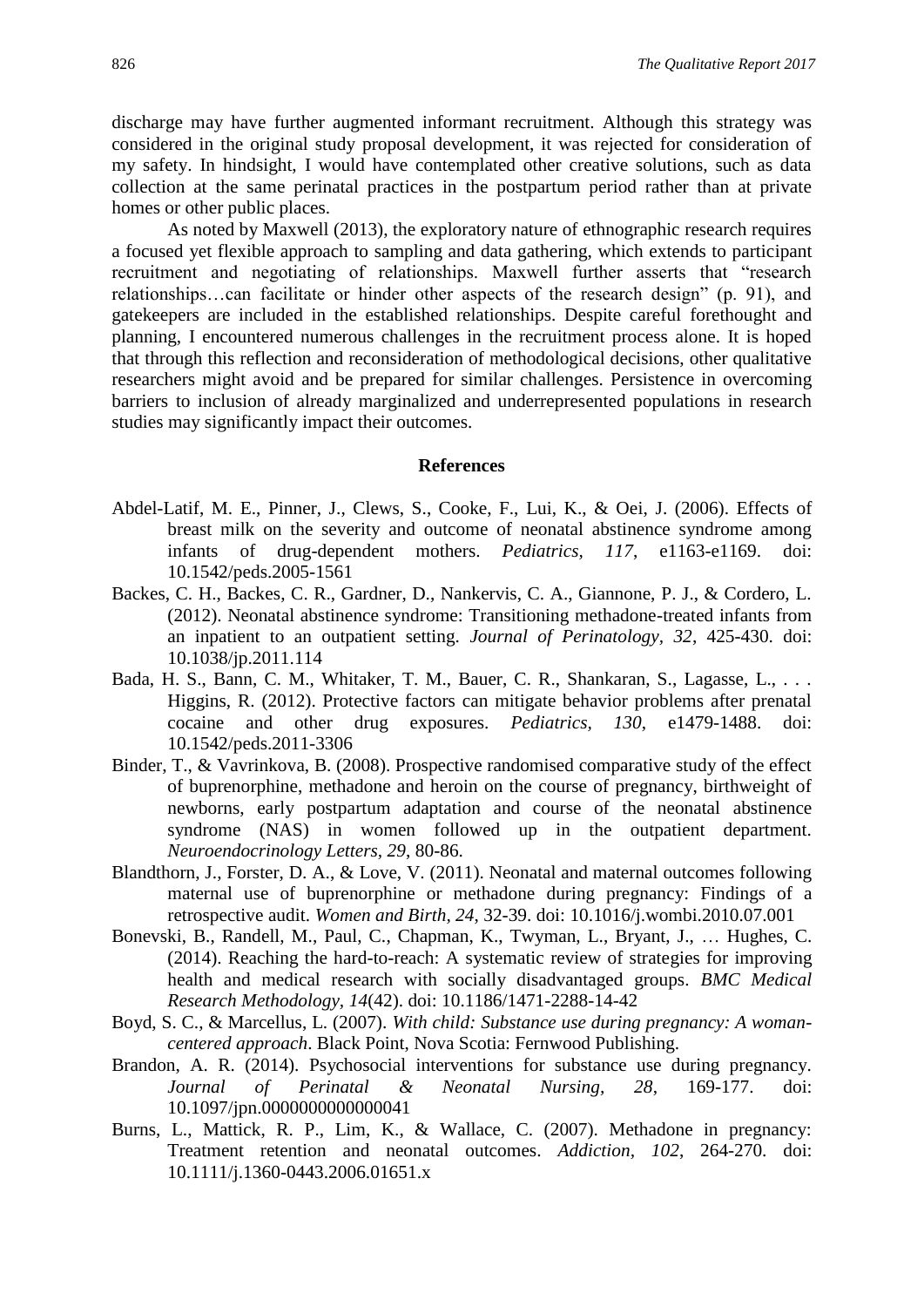discharge may have further augmented informant recruitment. Although this strategy was considered in the original study proposal development, it was rejected for consideration of my safety. In hindsight, I would have contemplated other creative solutions, such as data collection at the same perinatal practices in the postpartum period rather than at private homes or other public places.

As noted by Maxwell (2013), the exploratory nature of ethnographic research requires a focused yet flexible approach to sampling and data gathering, which extends to participant recruitment and negotiating of relationships. Maxwell further asserts that "research relationships…can facilitate or hinder other aspects of the research design" (p. 91), and gatekeepers are included in the established relationships. Despite careful forethought and planning, I encountered numerous challenges in the recruitment process alone. It is hoped that through this reflection and reconsideration of methodological decisions, other qualitative researchers might avoid and be prepared for similar challenges. Persistence in overcoming barriers to inclusion of already marginalized and underrepresented populations in research studies may significantly impact their outcomes.

## References

Abdel-Latif, M. E., Pinner, J., Clews, S., Cooke, F., Lui, K., & Oei, J. (2006). Effects of breast milk on the severity and outcome of neonatal abstinence syndrome among infants of drug-dependent mothers. *Pediatrics, 117*, e1163-e1169. doi: 10.1542/peds.2005-1561

Backes, C. H., Backes, C. R., Gardner, D., Nankervis, C. A., Giannone, P. J., & Cordero, L. (2012). Neonatal abstinence syndrome: Transitioning methadone-treated infants from an inpatient to an outpatient setting. *Journal of Perinatology, 32*, 425-430. doi: 10.1038/jp.2011.114

Bada, H. S., Bann, C. M., Whitaker, T. M., Bauer, C. R., Shankaran, S., Lagasse, L., . . . Higgins, R. (2012). Protective factors can mitigate behavior problems after prenatal cocaine and other drug exposures. *Pediatrics, 130*, e1479-1488. doi: 10.1542/peds.2011-3306

Binder, T., & Vavrinkova, B. (2008). Prospective randomised comparative study of the effect of buprenorphine, methadone and heroin on the course of pregnancy, birthweight of newborns, early postpartum adaptation and course of the neonatal abstinence syndrome (NAS) in women followed up in the outpatient department. *Neuroendocrinology Letters, 29*, 80-86.

Blandthorn, J., Forster, D. A., & Love, V. (2011). Neonatal and maternal outcomes following maternal use of buprenorphine or methadone during pregnancy: Findings of a retrospective audit. *Women and Birth, 24*, 32-39. doi: 10.1016/j.wombi.2010.07.001

Bonevski, B., Randell, M., Paul, C., Chapman, K., Twyman, L., Bryant, J., … Hughes, C. (2014). Reaching the hard-to-reach: A systematic review of strategies for improving health and medical research with socially disadvantaged groups. *BMC Medical Research Methodology, 14*(42). doi: 10.1186/1471-2288-14-42

Boyd, S. C., & Marcellus, L. (2007). *With child: Substance use during pregnancy: A woman-centered approach*. Black Point, Nova Scotia: Fernwood Publishing.

Brandon, A. R. (2014). Psychosocial interventions for substance use during pregnancy. *Journal of Perinatal & Neonatal Nursing, 28*, 169-177. doi: 10.1097/jpn.0000000000000041

Burns, L., Mattick, R. P., Lim, K., & Wallace, C. (2007). Methadone in pregnancy: Treatment retention and neonatal outcomes. *Addiction, 102*, 264-270. doi: 10.1111/j.1360-0443.2006.01651.x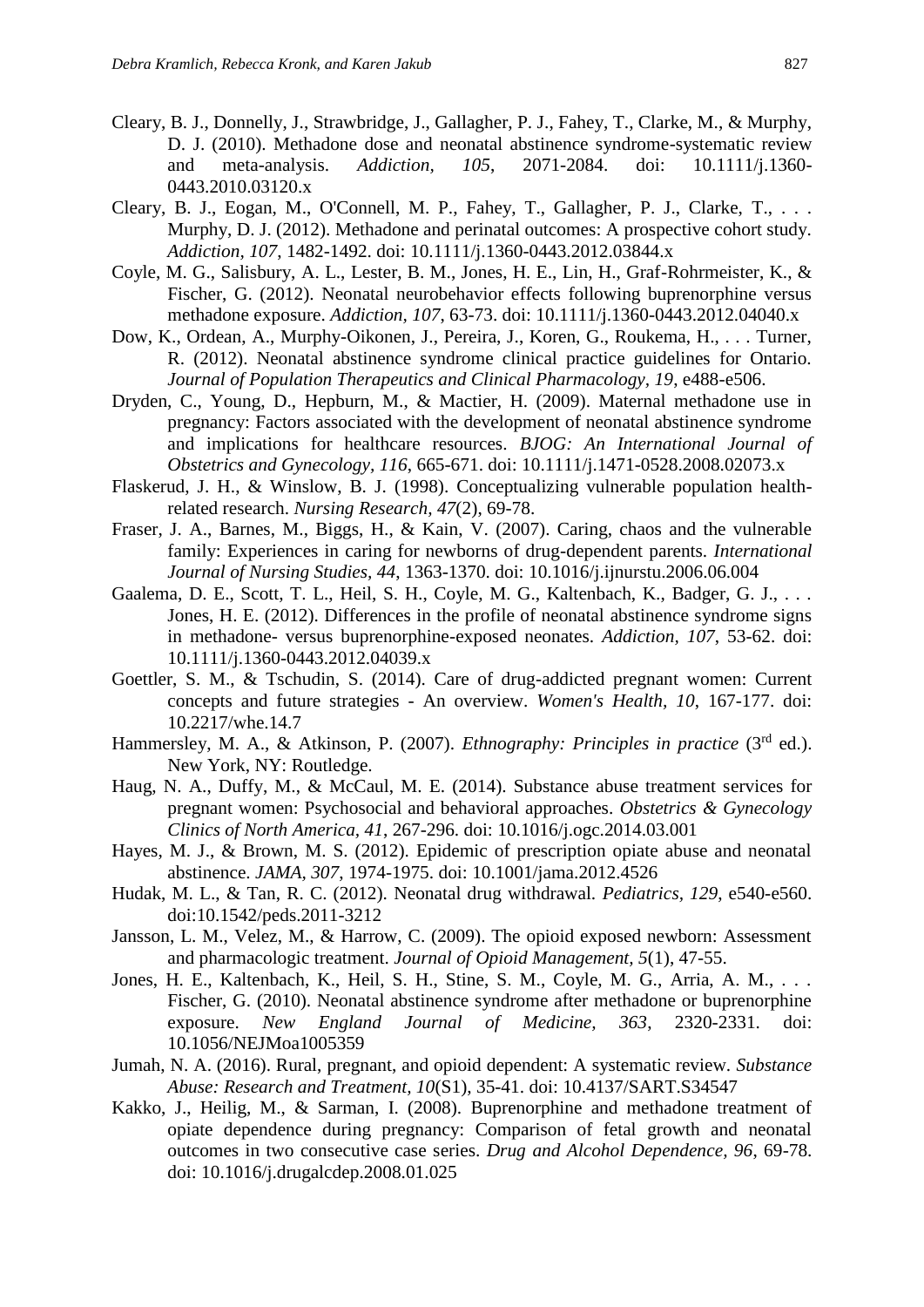Cleary, B. J., Donnelly, J., Strawbridge, J., Gallagher, P. J., Fahey, T., Clarke, M., & Murphy, D. J. (2010). Methadone dose and neonatal abstinence syndrome-systematic review and meta-analysis. *Addiction, 105*, 2071-2084. doi: 10.1111/j.1360-0443.2010.03120.x

Cleary, B. J., Eogan, M., O'Connell, M. P., Fahey, T., Gallagher, P. J., Clarke, T., . . . Murphy, D. J. (2012). Methadone and perinatal outcomes: A prospective cohort study. *Addiction, 107*, 1482-1492. doi: 10.1111/j.1360-0443.2012.03844.x

Coyle, M. G., Salisbury, A. L., Lester, B. M., Jones, H. E., Lin, H., Graf-Rohrmeister, K., & Fischer, G. (2012). Neonatal neurobehavior effects following buprenorphine versus methadone exposure. *Addiction, 107*, 63-73. doi: 10.1111/j.1360-0443.2012.04040.x

Dow, K., Ordean, A., Murphy-Oikonen, J., Pereira, J., Koren, G., Roukema, H., . . . Turner, R. (2012). Neonatal abstinence syndrome clinical practice guidelines for Ontario. *Journal of Population Therapeutics and Clinical Pharmacology, 19*, e488-e506.

Dryden, C., Young, D., Hepburn, M., & Mactier, H. (2009). Maternal methadone use in pregnancy: Factors associated with the development of neonatal abstinence syndrome and implications for healthcare resources. *BJOG: An International Journal of Obstetrics and Gynecology, 116*, 665-671. doi: 10.1111/j.1471-0528.2008.02073.x

Flaskerud, J. H., & Winslow, B. J. (1998). Conceptualizing vulnerable population health-related research. *Nursing Research, 47*(2), 69-78.

Fraser, J. A., Barnes, M., Biggs, H., & Kain, V. (2007). Caring, chaos and the vulnerable family: Experiences in caring for newborns of drug-dependent parents. *International Journal of Nursing Studies, 44*, 1363-1370. doi: 10.1016/j.ijnurstu.2006.06.004

Gaalema, D. E., Scott, T. L., Heil, S. H., Coyle, M. G., Kaltenbach, K., Badger, G. J., . . . Jones, H. E. (2012). Differences in the profile of neonatal abstinence syndrome signs in methadone- versus buprenorphine-exposed neonates. *Addiction, 107*, 53-62. doi: 10.1111/j.1360-0443.2012.04039.x

Goettler, S. M., & Tschudin, S. (2014). Care of drug-addicted pregnant women: Current concepts and future strategies - An overview. *Women's Health, 10*, 167-177. doi: 10.2217/whe.14.7

Hammersley, M. A., & Atkinson, P. (2007). *Ethnography: Principles in practice* (3rd ed.). New York, NY: Routledge.

Haug, N. A., Duffy, M., & McCaul, M. E. (2014). Substance abuse treatment services for pregnant women: Psychosocial and behavioral approaches. *Obstetrics & Gynecology Clinics of North America, 41*, 267-296. doi: 10.1016/j.ogc.2014.03.001

Hayes, M. J., & Brown, M. S. (2012). Epidemic of prescription opiate abuse and neonatal abstinence. *JAMA, 307*, 1974-1975. doi: 10.1001/jama.2012.4526

Hudak, M. L., & Tan, R. C. (2012). Neonatal drug withdrawal. *Pediatrics, 129*, e540-e560. doi:10.1542/peds.2011-3212

Jansson, L. M., Velez, M., & Harrow, C. (2009). The opioid exposed newborn: Assessment and pharmacologic treatment. *Journal of Opioid Management, 5*(1), 47-55.

Jones, H. E., Kaltenbach, K., Heil, S. H., Stine, S. M., Coyle, M. G., Arria, A. M., . . . Fischer, G. (2010). Neonatal abstinence syndrome after methadone or buprenorphine exposure. *New England Journal of Medicine, 363*, 2320-2331. doi: 10.1056/NEJMoa1005359

Jumah, N. A. (2016). Rural, pregnant, and opioid dependent: A systematic review. *Substance Abuse: Research and Treatment, 10*(S1), 35-41. doi: 10.4137/SART.S34547

Kakko, J., Heilig, M., & Sarman, I. (2008). Buprenorphine and methadone treatment of opiate dependence during pregnancy: Comparison of fetal growth and neonatal outcomes in two consecutive case series. *Drug and Alcohol Dependence, 96*, 69-78. doi: 10.1016/j.drugalcdep.2008.01.025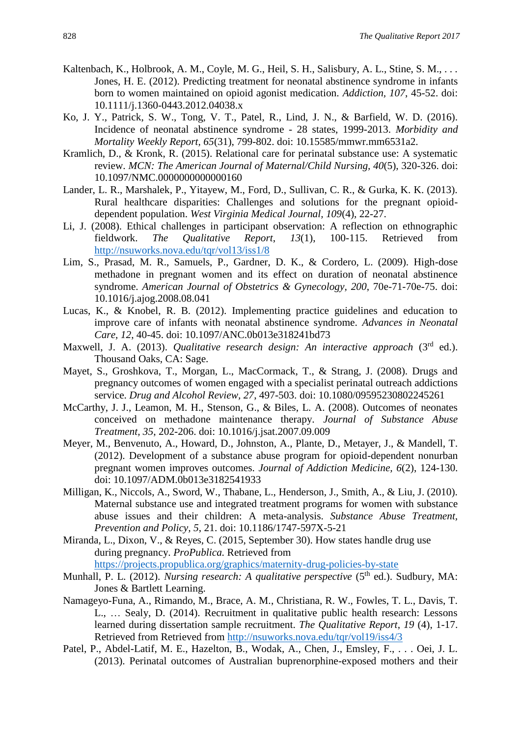Kaltenbach, K., Holbrook, A. M., Coyle, M. G., Heil, S. H., Salisbury, A. L., Stine, S. M., . . . Jones, H. E. (2012). Predicting treatment for neonatal abstinence syndrome in infants born to women maintained on opioid agonist medication. *Addiction, 107*, 45-52. doi: 10.1111/j.1360-0443.2012.04038.x

Ko, J. Y., Patrick, S. W., Tong, V. T., Patel, R., Lind, J. N., & Barfield, W. D. (2016). Incidence of neonatal abstinence syndrome - 28 states, 1999-2013. *Morbidity and Mortality Weekly Report, 65*(31), 799-802. doi: 10.15585/mmwr.mm6531a2.

Kramlich, D., & Kronk, R. (2015). Relational care for perinatal substance use: A systematic review. *MCN: The American Journal of Maternal/Child Nursing, 40*(5), 320-326. doi: 10.1097/NMC.0000000000000160

Lander, L. R., Marshalek, P., Yitayew, M., Ford, D., Sullivan, C. R., & Gurka, K. K. (2013). Rural healthcare disparities: Challenges and solutions for the pregnant opioid-dependent population. *West Virginia Medical Journal, 109*(4), 22-27.

Li, J. (2008). Ethical challenges in participant observation: A reflection on ethnographic fieldwork. *The Qualitative Report, 13*(1), 100-115. Retrieved from http://nsuworks.nova.edu/tqr/vol13/iss1/8

Lim, S., Prasad, M. R., Samuels, P., Gardner, D. K., & Cordero, L. (2009). High-dose methadone in pregnant women and its effect on duration of neonatal abstinence syndrome. *American Journal of Obstetrics & Gynecology, 200*, 70e-71-70e-75. doi: 10.1016/j.ajog.2008.08.041

Lucas, K., & Knobel, R. B. (2012). Implementing practice guidelines and education to improve care of infants with neonatal abstinence syndrome. *Advances in Neonatal Care, 12*, 40-45. doi: 10.1097/ANC.0b013e318241bd73

Maxwell, J. A. (2013). *Qualitative research design: An interactive approach* (3rd ed.). Thousand Oaks, CA: Sage.

Mayet, S., Groshkova, T., Morgan, L., MacCormack, T., & Strang, J. (2008). Drugs and pregnancy outcomes of women engaged with a specialist perinatal outreach addictions service. *Drug and Alcohol Review, 27*, 497-503. doi: 10.1080/09595230802245261

McCarthy, J. J., Leamon, M. H., Stenson, G., & Biles, L. A. (2008). Outcomes of neonates conceived on methadone maintenance therapy. *Journal of Substance Abuse Treatment, 35*, 202-206. doi: 10.1016/j.jsat.2007.09.009

Meyer, M., Benvenuto, A., Howard, D., Johnston, A., Plante, D., Metayer, J., & Mandell, T. (2012). Development of a substance abuse program for opioid-dependent nonurban pregnant women improves outcomes. *Journal of Addiction Medicine, 6*(2), 124-130. doi: 10.1097/ADM.0b013e3182541933

Milligan, K., Niccols, A., Sword, W., Thabane, L., Henderson, J., Smith, A., & Liu, J. (2010). Maternal substance use and integrated treatment programs for women with substance abuse issues and their children: A meta-analysis. *Substance Abuse Treatment, Prevention and Policy, 5*, 21. doi: 10.1186/1747-597X-5-21

Miranda, L., Dixon, V., & Reyes, C. (2015, September 30). How states handle drug use during pregnancy. *ProPublica.* Retrieved from https://projects.propublica.org/graphics/maternity-drug-policies-by-state

Munhall, P. L. (2012). *Nursing research: A qualitative perspective* (5th ed.). Sudbury, MA: Jones & Bartlett Learning.

Namageyo-Funa, A., Rimando, M., Brace, A. M., Christiana, R. W., Fowles, T. L., Davis, T. L., … Sealy, D. (2014). Recruitment in qualitative public health research: Lessons learned during dissertation sample recruitment. *The Qualitative Report, 19* (4), 1-17. Retrieved from Retrieved from http://nsuworks.nova.edu/tqr/vol19/iss4/3

Patel, P., Abdel-Latif, M. E., Hazelton, B., Wodak, A., Chen, J., Emsley, F., . . . Oei, J. L. (2013). Perinatal outcomes of Australian buprenorphine-exposed mothers and their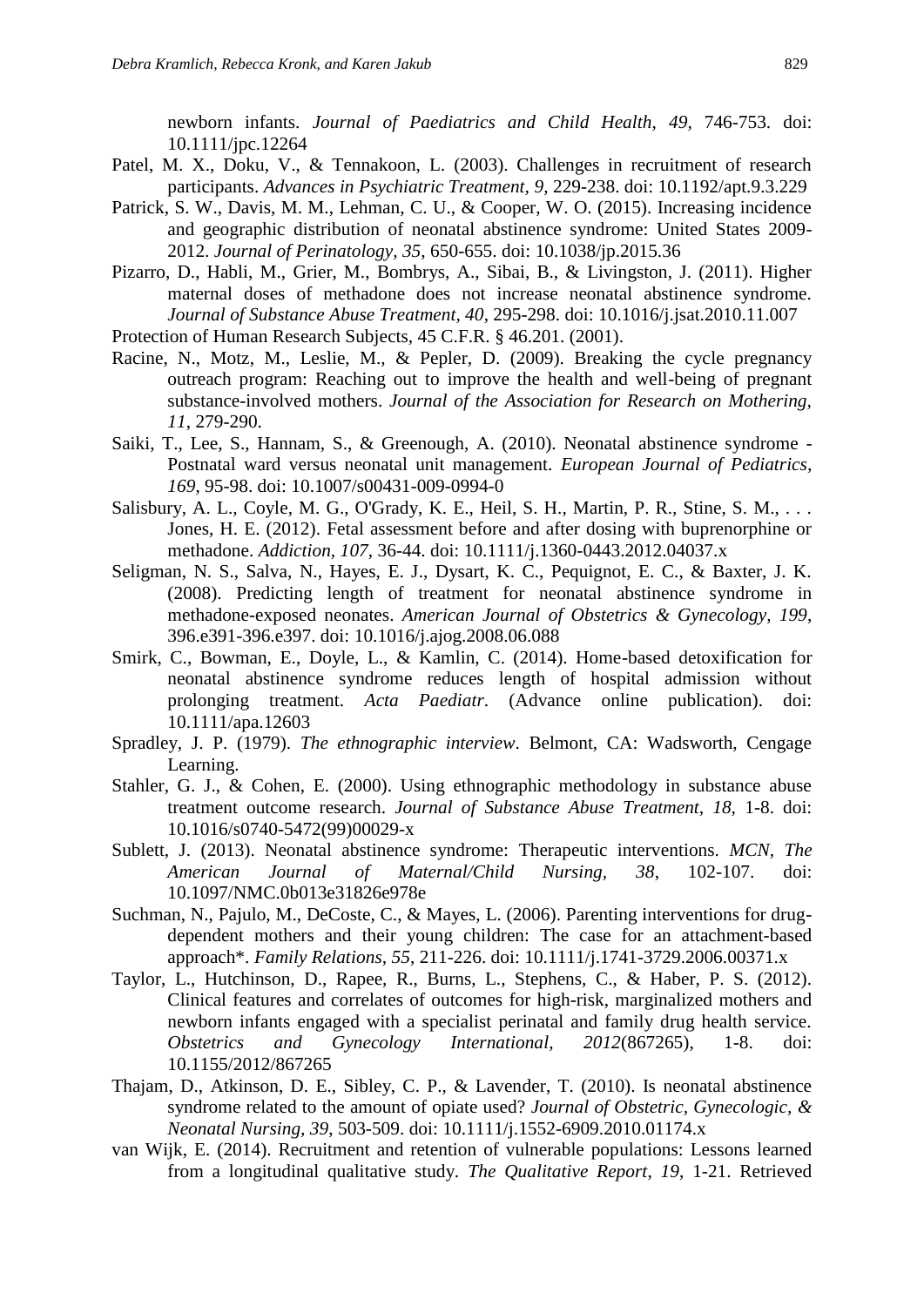newborn infants. *Journal of Paediatrics and Child Health*, *49*, 746-753. doi: 10.1111/jpc.12264

Patel, M. X., Doku, V., & Tennakoon, L. (2003). Challenges in recruitment of research participants. *Advances in Psychiatric Treatment*, *9*, 229-238. doi: 10.1192/apt.9.3.229

Patrick, S. W., Davis, M. M., Lehman, C. U., & Cooper, W. O. (2015). Increasing incidence and geographic distribution of neonatal abstinence syndrome: United States 2009-2012. *Journal of Perinatology, 35*, 650-655. doi: 10.1038/jp.2015.36

Pizarro, D., Habli, M., Grier, M., Bombrys, A., Sibai, B., & Livingston, J. (2011). Higher maternal doses of methadone does not increase neonatal abstinence syndrome. *Journal of Substance Abuse Treatment*, *40*, 295-298. doi: 10.1016/j.jsat.2010.11.007

Protection of Human Research Subjects, 45 C.F.R. § 46.201. (2001).

Racine, N., Motz, M., Leslie, M., & Pepler, D. (2009). Breaking the cycle pregnancy outreach program: Reaching out to improve the health and well-being of pregnant substance-involved mothers. *Journal of the Association for Research on Mothering, 11*, 279-290.

Saiki, T., Lee, S., Hannam, S., & Greenough, A. (2010). Neonatal abstinence syndrome - Postnatal ward versus neonatal unit management. *European Journal of Pediatrics*, *169*, 95-98. doi: 10.1007/s00431-009-0994-0

Salisbury, A. L., Coyle, M. G., O'Grady, K. E., Heil, S. H., Martin, P. R., Stine, S. M., . . . Jones, H. E. (2012). Fetal assessment before and after dosing with buprenorphine or methadone. *Addiction, 107*, 36-44. doi: 10.1111/j.1360-0443.2012.04037.x

Seligman, N. S., Salva, N., Hayes, E. J., Dysart, K. C., Pequignot, E. C., & Baxter, J. K. (2008). Predicting length of treatment for neonatal abstinence syndrome in methadone-exposed neonates. *American Journal of Obstetrics & Gynecology, 199*, 396.e391-396.e397. doi: 10.1016/j.ajog.2008.06.088

Smirk, C., Bowman, E., Doyle, L., & Kamlin, C. (2014). Home-based detoxification for neonatal abstinence syndrome reduces length of hospital admission without prolonging treatment. *Acta Paediatr*. (Advance online publication). doi: 10.1111/apa.12603

Spradley, J. P. (1979). *The ethnographic interview*. Belmont, CA: Wadsworth, Cengage Learning.

Stahler, G. J., & Cohen, E. (2000). Using ethnographic methodology in substance abuse treatment outcome research. *Journal of Substance Abuse Treatment, 18*, 1-8. doi: 10.1016/s0740-5472(99)00029-x

Sublett, J. (2013). Neonatal abstinence syndrome: Therapeutic interventions. *MCN, The American Journal of Maternal/Child Nursing, 38*, 102-107. doi: 10.1097/NMC.0b013e31826e978e

Suchman, N., Pajulo, M., DeCoste, C., & Mayes, L. (2006). Parenting interventions for drug-dependent mothers and their young children: The case for an attachment-based approach\*. *Family Relations, 55*, 211-226. doi: 10.1111/j.1741-3729.2006.00371.x

Taylor, L., Hutchinson, D., Rapee, R., Burns, L., Stephens, C., & Haber, P. S. (2012). Clinical features and correlates of outcomes for high-risk, marginalized mothers and newborn infants engaged with a specialist perinatal and family drug health service. *Obstetrics and Gynecology International, 2012*(867265), 1-8. doi: 10.1155/2012/867265

Thajam, D., Atkinson, D. E., Sibley, C. P., & Lavender, T. (2010). Is neonatal abstinence syndrome related to the amount of opiate used? *Journal of Obstetric, Gynecologic, & Neonatal Nursing, 39*, 503-509. doi: 10.1111/j.1552-6909.2010.01174.x

van Wijk, E. (2014). Recruitment and retention of vulnerable populations: Lessons learned from a longitudinal qualitative study. *The Qualitative Report*, *19*, 1-21. Retrieved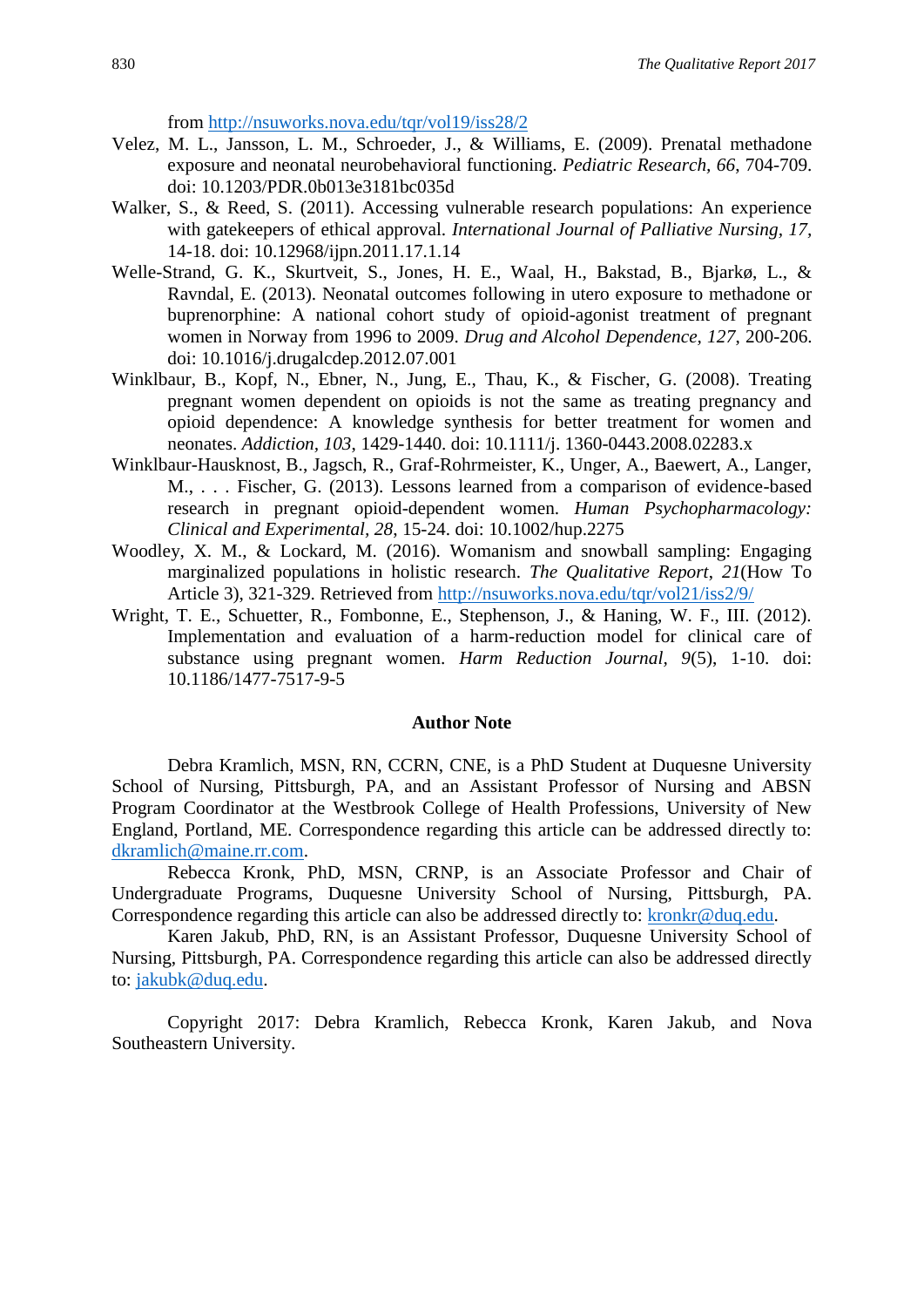from http://nsuworks.nova.edu/tqr/vol19/iss28/2

Velez, M. L., Jansson, L. M., Schroeder, J., & Williams, E. (2009). Prenatal methadone exposure and neonatal neurobehavioral functioning. *Pediatric Research, 66*, 704-709. doi: 10.1203/PDR.0b013e3181bc035d

Walker, S., & Reed, S. (2011). Accessing vulnerable research populations: An experience with gatekeepers of ethical approval. *International Journal of Palliative Nursing, 17*, 14-18. doi: 10.12968/ijpn.2011.17.1.14

Welle-Strand, G. K., Skurtveit, S., Jones, H. E., Waal, H., Bakstad, B., Bjarkø, L., & Ravndal, E. (2013). Neonatal outcomes following in utero exposure to methadone or buprenorphine: A national cohort study of opioid-agonist treatment of pregnant women in Norway from 1996 to 2009. *Drug and Alcohol Dependence, 127*, 200-206. doi: 10.1016/j.drugalcdep.2012.07.001

Winklbaur, B., Kopf, N., Ebner, N., Jung, E., Thau, K., & Fischer, G. (2008). Treating pregnant women dependent on opioids is not the same as treating pregnancy and opioid dependence: A knowledge synthesis for better treatment for women and neonates. *Addiction, 103*, 1429-1440. doi: 10.1111/j. 1360-0443.2008.02283.x

Winklbaur-Hausknost, B., Jagsch, R., Graf-Rohrmeister, K., Unger, A., Baewert, A., Langer, M., . . . Fischer, G. (2013). Lessons learned from a comparison of evidence-based research in pregnant opioid-dependent women. *Human Psychopharmacology: Clinical and Experimental, 28*, 15-24. doi: 10.1002/hup.2275

Woodley, X. M., & Lockard, M. (2016). Womanism and snowball sampling: Engaging marginalized populations in holistic research. *The Qualitative Report*, *21*(How To Article 3), 321-329. Retrieved from http://nsuworks.nova.edu/tqr/vol21/iss2/9/

Wright, T. E., Schuetter, R., Fombonne, E., Stephenson, J., & Haning, W. F., III. (2012). Implementation and evaluation of a harm-reduction model for clinical care of substance using pregnant women. *Harm Reduction Journal, 9*(5), 1-10. doi: 10.1186/1477-7517-9-5

## Author Note

Debra Kramlich, MSN, RN, CCRN, CNE, is a PhD Student at Duquesne University School of Nursing, Pittsburgh, PA, and an Assistant Professor of Nursing and ABSN Program Coordinator at the Westbrook College of Health Professions, University of New England, Portland, ME. Correspondence regarding this article can be addressed directly to: dkramlich@maine.rr.com.

Rebecca Kronk, PhD, MSN, CRNP, is an Associate Professor and Chair of Undergraduate Programs, Duquesne University School of Nursing, Pittsburgh, PA. Correspondence regarding this article can also be addressed directly to: kronkr@duq.edu.

Karen Jakub, PhD, RN, is an Assistant Professor, Duquesne University School of Nursing, Pittsburgh, PA. Correspondence regarding this article can also be addressed directly to: jakubk@duq.edu.

Copyright 2017: Debra Kramlich, Rebecca Kronk, Karen Jakub, and Nova Southeastern University.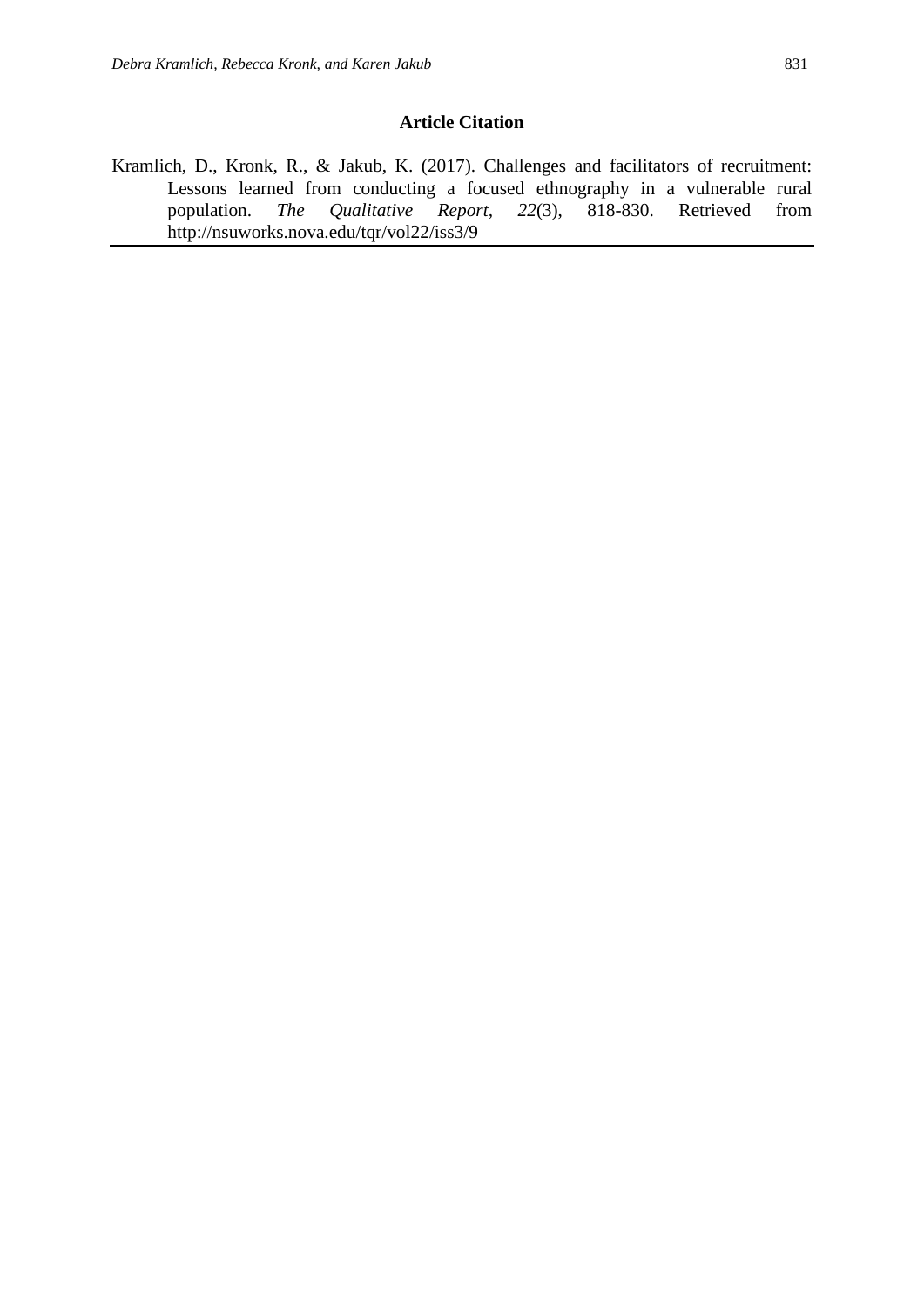## Article Citation

Kramlich, D., Kronk, R., & Jakub, K. (2017). Challenges and facilitators of recruitment: Lessons learned from conducting a focused ethnography in a vulnerable rural population. *The Qualitative Report*, *22*(3), 818-830. Retrieved from http://nsuworks.nova.edu/tqr/vol22/iss3/9